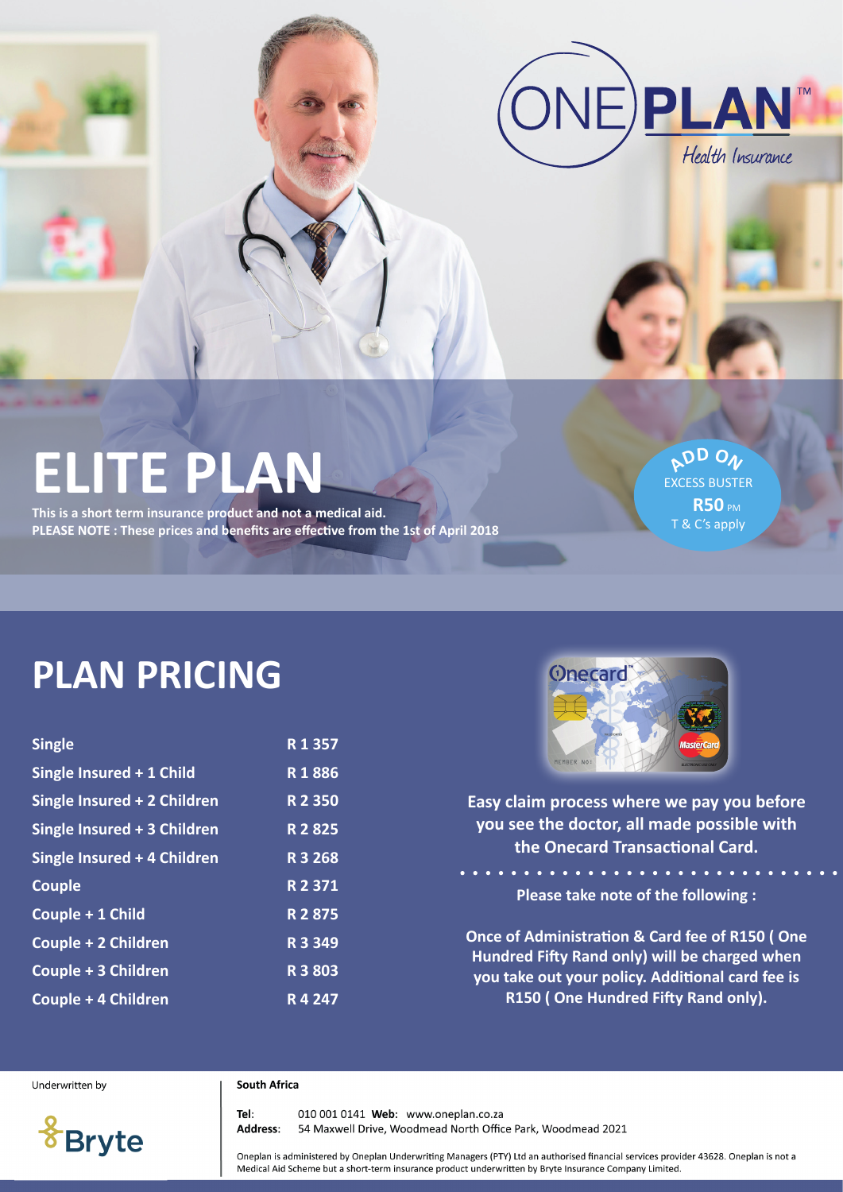ONEPLAN™ Health Insurance

# ELITE PLAN

**This is a short term insurance product and not a medical aid.**
**PLEASE NOTE : These prices and benefits are effective from the 1st of April 2018**

ADD ON
EXCESS BUSTER
**R50** PM
T & C's apply

## PLAN PRICING

| | |
|---|---|
| **Single** | **R 1 357** |
| **Single Insured + 1 Child** | **R 1 886** |
| **Single Insured + 2 Children** | **R 2 350** |
| **Single Insured + 3 Children** | **R 2 825** |
| **Single Insured + 4 Children** | **R 3 268** |
| **Couple** | **R 2 371** |
| **Couple + 1 Child** | **R 2 875** |
| **Couple + 2 Children** | **R 3 349** |
| **Couple + 3 Children** | **R 3 803** |
| **Couple + 4 Children** | **R 4 247** |

**Easy claim process where we pay you before you see the doctor, all made possible with the Onecard Transactional Card.**

**Please take note of the following :**

**Once of Administration & Card fee of R150 ( One Hundred Fifty Rand only) will be charged when you take out your policy. Additional card fee is R150 ( One Hundred Fifty Rand only).**

Underwritten by

Bryte

**South Africa**

**Tel**: 010 001 0141 **Web**: www.oneplan.co.za
**Address**: 54 Maxwell Drive, Woodmead North Office Park, Woodmead 2021

Oneplan is administered by Oneplan Underwriting Managers (PTY) Ltd an authorised financial services provider 43628. Oneplan is not a Medical Aid Scheme but a short-term insurance product underwritten by Bryte Insurance Company Limited.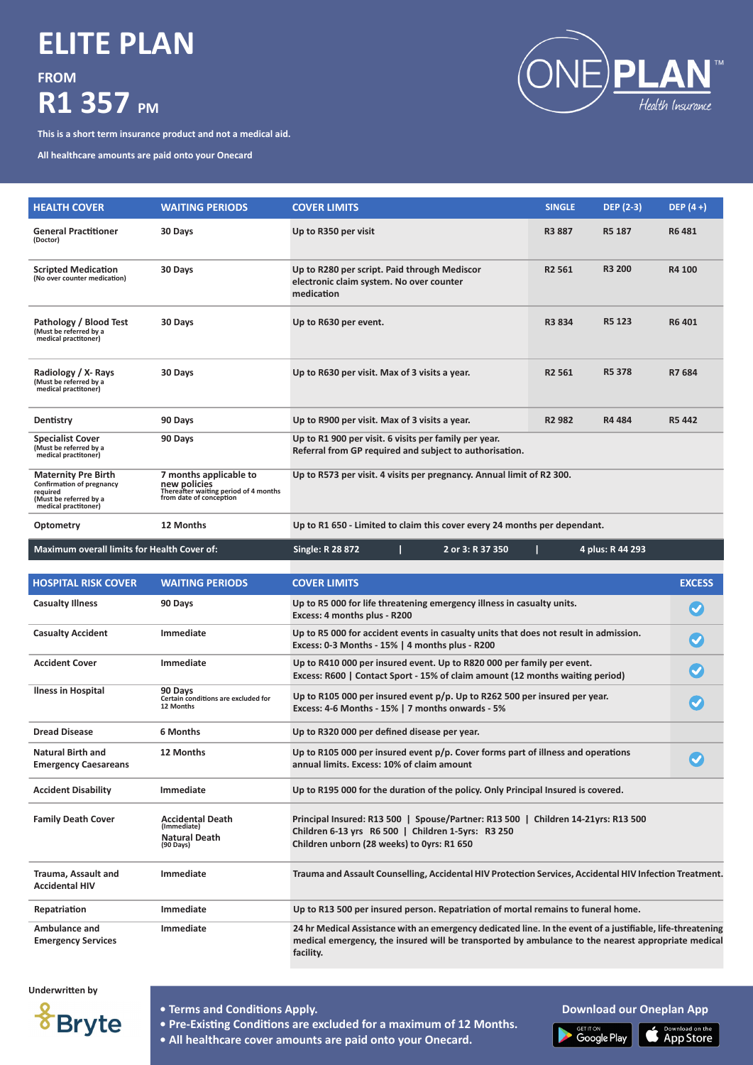# ELITE PLAN

**FROM**

# R1 357 PM

ONEPLAN Health Insurance

**This is a short term insurance product and not a medical aid.**

**All healthcare amounts are paid onto your Onecard**

| HEALTH COVER | WAITING PERIODS | COVER LIMITS | SINGLE | DEP (2-3) | DEP (4 +) |
|---|---|---|---|---|---|
| General Practitioner (Doctor) | 30 Days | Up to R350 per visit | R3 887 | R5 187 | R6 481 |
| Scripted Medication (No over counter medication) | 30 Days | Up to R280 per script. Paid through Mediscor electronic claim system. No over counter medication | R2 561 | R3 200 | R4 100 |
| Pathology / Blood Test (Must be referred by a medical practitioner) | 30 Days | Up to R630 per event. | R3 834 | R5 123 | R6 401 |
| Radiology / X- Rays (Must be referred by a medical practitioner) | 30 Days | Up to R630 per visit. Max of 3 visits a year. | R2 561 | R5 378 | R7 684 |
| Dentistry | 90 Days | Up to R900 per visit. Max of 3 visits a year. | R2 982 | R4 484 | R5 442 |
| Specialist Cover (Must be referred by a medical practitioner) | 90 Days | Up to R1 900 per visit. 6 visits per family per year. Referral from GP required and subject to authorisation. | | | |
| Maternity Pre Birth Confirmation of pregnancy required (Must be referred by a medical practitioner) | 7 months applicable to new policies Thereafter waiting period of 4 months from date of conception | Up to R573 per visit. 4 visits per pregnancy. Annual limit of R2 300. | | | |
| Optometry | 12 Months | Up to R1 650 - Limited to claim this cover every 24 months per dependant. | | | |
| **Maximum overall limits for Health Cover of:** | | **Single: R 28 872** | **2 or 3: R 37 350** | | **4 plus: R 44 293** |

| HOSPITAL RISK COVER | WAITING PERIODS | COVER LIMITS | EXCESS |
|---|---|---|---|
| Casualty Illness | 90 Days | Up to R5 000 for life threatening emergency illness in casualty units. Excess: 4 months plus - R200 | ✓ |
| Casualty Accident | Immediate | Up to R5 000 for accident events in casualty units that does not result in admission. Excess: 0-3 Months - 15% \| 4 months plus - R200 | ✓ |
| Accident Cover | Immediate | Up to R410 000 per insured event. Up to R820 000 per family per event. Excess: R600 \| Contact Sport - 15% of claim amount (12 months waiting period) | ✓ |
| Ilness in Hospital | 90 Days Certain conditions are excluded for 12 Months | Up to R105 000 per insured event p/p. Up to R262 500 per insured per year. Excess: 4-6 Months - 15% \| 7 months onwards - 5% | ✓ |
| Dread Disease | 6 Months | Up to R320 000 per defined disease per year. | |
| Natural Birth and Emergency Caesareans | 12 Months | Up to R105 000 per insured event p/p. Cover forms part of illness and operations annual limits. Excess: 10% of claim amount | ✓ |
| Accident Disability | Immediate | Up to R195 000 for the duration of the policy. Only Principal Insured is covered. | |
| Family Death Cover | Accidental Death (Immediate) Natural Death (90 Days) | Principal Insured: R13 500 \| Spouse/Partner: R13 500 \| Children 14-21yrs: R13 500 Children 6-13 yrs R6 500 \| Children 1-5yrs: R3 250 Children unborn (28 weeks) to 0yrs: R1 650 | |
| Trauma, Assault and Accidental HIV | Immediate | Trauma and Assault Counselling, Accidental HIV Protection Services, Accidental HIV Infection Treatment. | |
| Repatriation | Immediate | Up to R13 500 per insured person. Repatriation of mortal remains to funeral home. | |
| Ambulance and Emergency Services | Immediate | 24 hr Medical Assistance with an emergency dedicated line. In the event of a justifiable, life-threatening medical emergency, the insured will be transported by ambulance to the nearest appropriate medical facility. | |

Underwritten by Bryte

- **Terms and Conditions Apply.**
- **Pre-Existing Conditions are excluded for a maximum of 12 Months.**
- **All healthcare cover amounts are paid onto your Onecard.**

**Download our Oneplan App**

GET IT ON Google Play | Download on the App Store